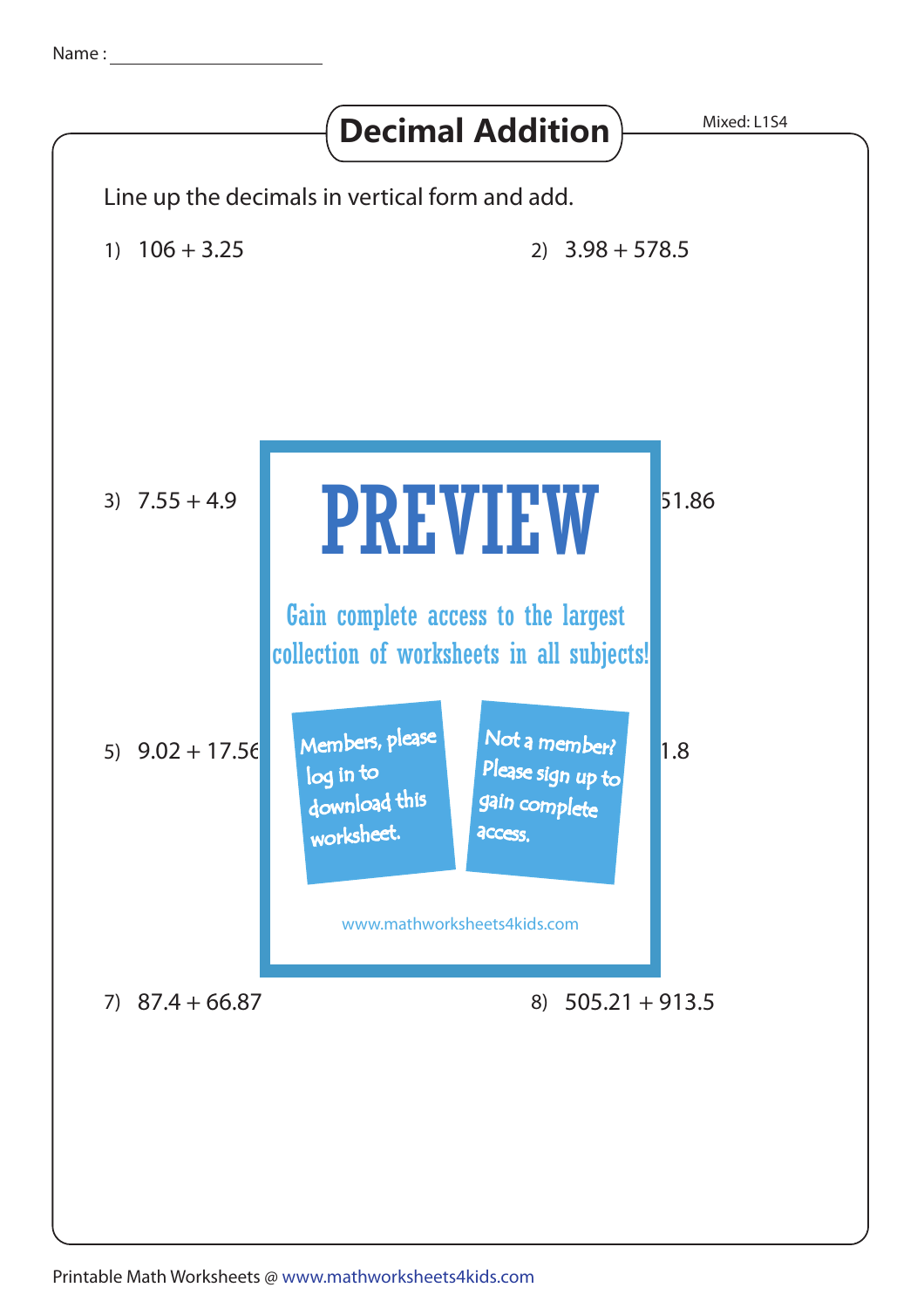Name :

# Decimal Addition

Mixed: L1S4

Line up the decimals in vertical form and add.

1) $106 + 3.25$

2) $3.98 + 578.5$

3) $7.55 + 4.9$

51.86

PREVIEW

Gain complete access to the largest collection of worksheets in all subjects!

Members, please log in to download this worksheet.

Not a member? Please sign up to gain complete access.

www.mathworksheets4kids.com

5) 9.02 + 17.56

1.8

7) $87.4 + 66.87$

8) $505.21 + 913.5$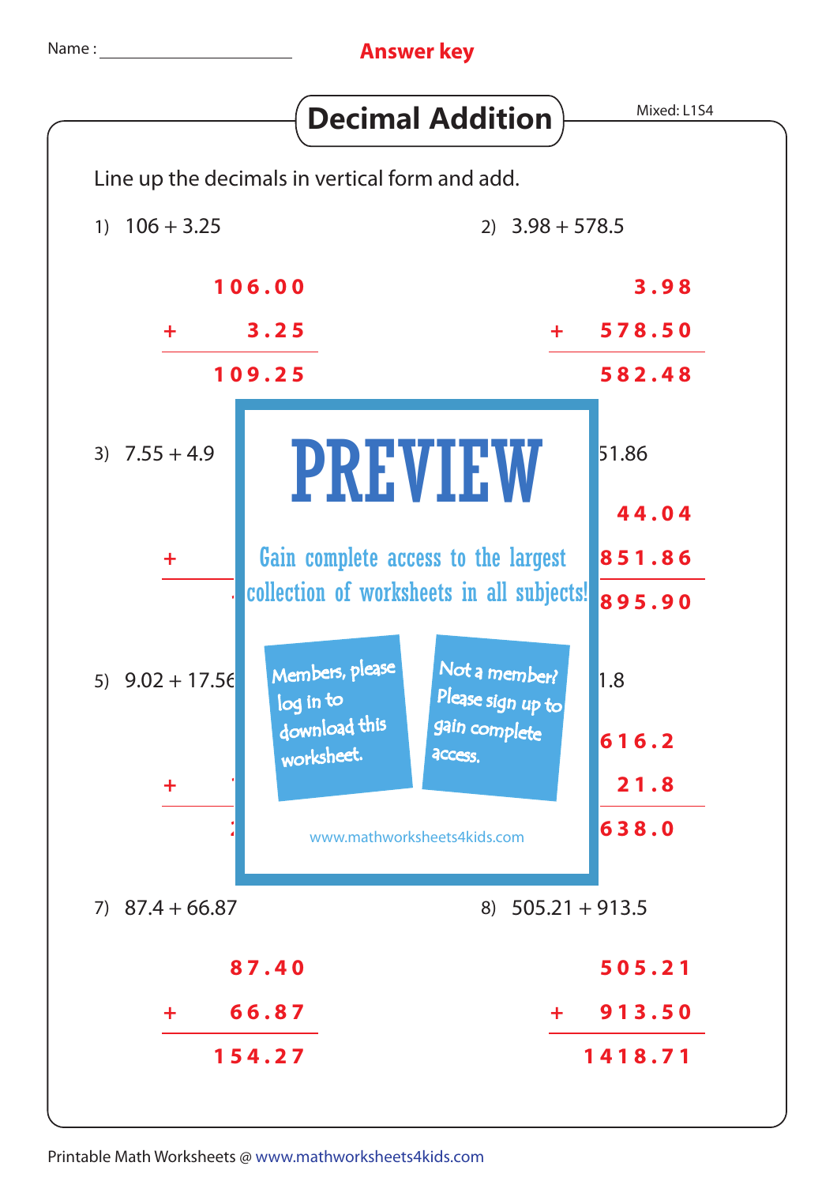Name : ______________________

**Answer key**

# Decimal Addition

Mixed: L1S4

Line up the decimals in vertical form and add.

1) 106 + 3.25

```
   106.00
+    3.25
---------
   109.25
```

2) 3.98 + 578.5

```
     3.98
+  578.50
---------
   582.48
```

3) 7.55 + 4.9

```
+
```

51.86

```
    44.04
   851.86
---------
   895.90
```

5) 9.02 + 17.56

```
+
```

1.8

```
    616.2
     21.8
---------
    638.0
```

PREVIEW

Gain complete access to the largest collection of worksheets in all subjects!

Members, please log in to download this worksheet.

Not a member? Please sign up to gain complete access.

www.mathworksheets4kids.com

7) 87.4 + 66.87

```
    87.40
+   66.87
---------
   154.27
```

8) 505.21 + 913.5

```
   505.21
+  913.50
---------
  1418.71
```

Printable Math Worksheets @ www.mathworksheets4kids.com